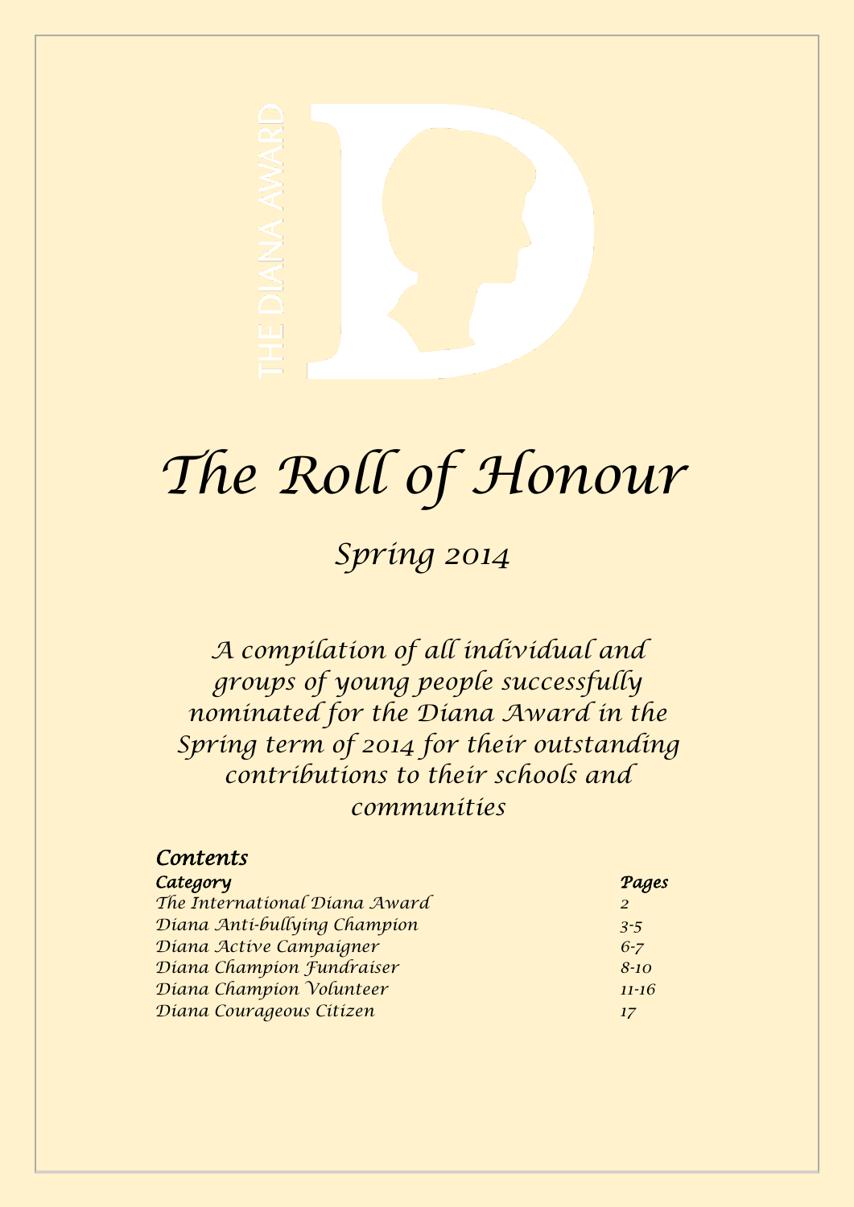THE DIANA AWARD

# The Roll of Honour

## Spring 2014

*A compilation of all individual and groups of young people successfully nominated for the Diana Award in the Spring term of 2014 for their outstanding contributions to their schools and communities*

### Contents

| Category | Pages |
|---|---|
| The International Diana Award | 2 |
| Diana Anti-bullying Champion | 3-5 |
| Diana Active Campaigner | 6-7 |
| Diana Champion Fundraiser | 8-10 |
| Diana Champion Volunteer | 11-16 |
| Diana Courageous Citizen | 17 |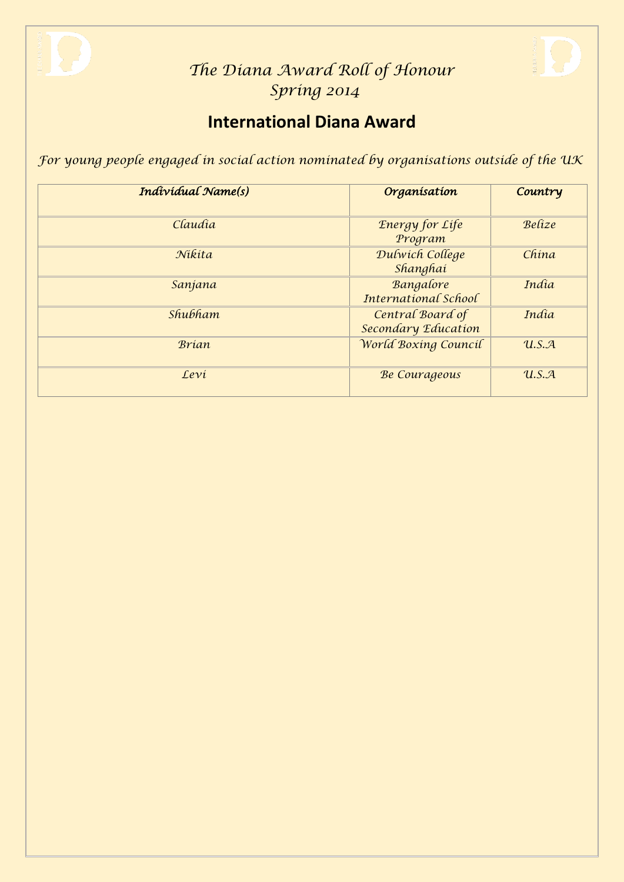# *The Diana Award Roll of Honour Spring 2014*

## International Diana Award

*For young people engaged in social action nominated by organisations outside of the UK*

| *Individual Name(s)* | *Organisation* | *Country* |
|---|---|---|
| *Claudia* | *Energy for Life Program* | *Belize* |
| *Nikita* | *Dulwich College Shanghai* | *China* |
| *Sanjana* | *Bangalore International School* | *India* |
| *Shubham* | *Central Board of Secondary Education* | *India* |
| *Brian* | *World Boxing Council* | *U.S.A* |
| *Levi* | *Be Courageous* | *U.S.A* |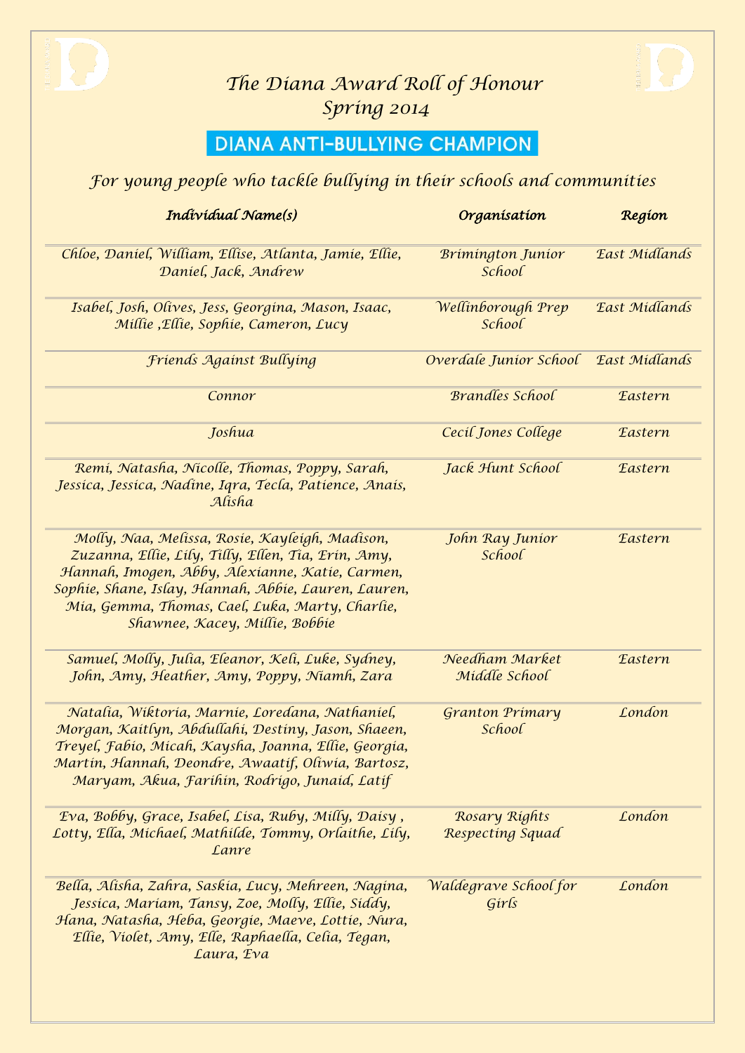# The Diana Award Roll of Honour
## Spring 2014

## DIANA ANTI-BULLYING CHAMPION

*For young people who tackle bullying in their schools and communities*

| Individual Name(s) | Organisation | Region |
|---|---|---|
| Chloe, Daniel, William, Ellise, Atlanta, Jamie, Ellie, Daniel, Jack, Andrew | Brimington Junior School | East Midlands |
| Isabel, Josh, Olives, Jess, Georgina, Mason, Isaac, Millie ,Ellie, Sophie, Cameron, Lucy | Wellinborough Prep School | East Midlands |
| Friends Against Bullying | Overdale Junior School | East Midlands |
| Connor | Brandles School | Eastern |
| Joshua | Cecil Jones College | Eastern |
| Remi, Natasha, Nicolle, Thomas, Poppy, Sarah, Jessica, Jessica, Nadine, Iqra, Tecla, Patience, Anais, Alisha | Jack Hunt School | Eastern |
| Molly, Naa, Melissa, Rosie, Kayleigh, Madison, Zuzanna, Ellie, Lily, Tilly, Ellen, Tia, Erin, Amy, Hannah, Imogen, Abby, Alexianne, Katie, Carmen, Sophie, Shane, Islay, Hannah, Abbie, Lauren, Lauren, Mia, Gemma, Thomas, Cael, Luka, Marty, Charlie, Shawnee, Kacey, Millie, Bobbie | John Ray Junior School | Eastern |
| Samuel, Molly, Julia, Eleanor, Keli, Luke, Sydney, John, Amy, Heather, Amy, Poppy, Niamh, Zara | Needham Market Middle School | Eastern |
| Natalia, Wiktoria, Marnie, Loredana, Nathaniel, Morgan, Kaitlyn, Abdullahi, Destiny, Jason, Shaeen, Treyel, Fabio, Micah, Kaysha, Joanna, Ellie, Georgia, Martin, Hannah, Deondre, Awaatif, Oliwia, Bartosz, Maryam, Akua, Farihin, Rodrigo, Junaid, Latif | Granton Primary School | London |
| Eva, Bobby, Grace, Isabel, Lisa, Ruby, Milly, Daisy , Lotty, Ella, Michael, Mathilde, Tommy, Orlaithe, Lily, Lanre | Rosary Rights Respecting Squad | London |
| Bella, Alisha, Zahra, Saskia, Lucy, Mehreen, Nagina, Jessica, Mariam, Tansy, Zoe, Molly, Ellie, Siddy, Hana, Natasha, Heba, Georgie, Maeve, Lottie, Nura, Ellie, Violet, Amy, Elle, Raphaella, Celia, Tegan, Laura, Eva | Waldegrave School for Girls | London |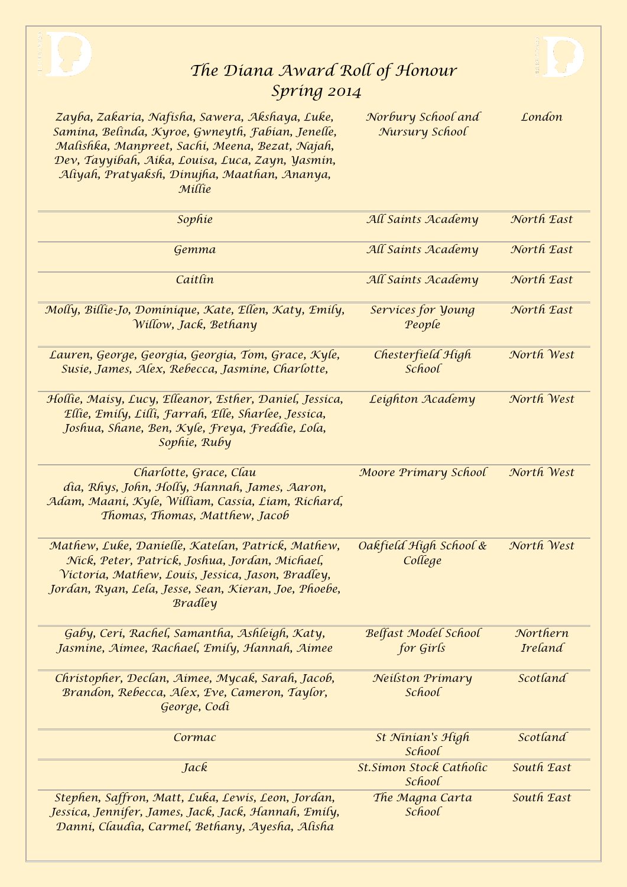# The Diana Award Roll of Honour
## Spring 2014

| Names | School | Region |
| --- | --- | --- |
| Zayba, Zakaria, Nafisha, Sawera, Akshaya, Luke, Samina, Belinda, Kyroe, Gwneyth, Fabian, Jenelle, Malishka, Manpreet, Sachi, Meena, Bezat, Najah, Dev, Tayyibah, Aika, Louisa, Luca, Zayn, Yasmin, Aliyah, Pratyaksh, Dinujha, Maathan, Ananya, Millie | Norbury School and Nursury School | London |
| Sophie | All Saints Academy | North East |
| Gemma | All Saints Academy | North East |
| Caitlin | All Saints Academy | North East |
| Molly, Billie-Jo, Dominique, Kate, Ellen, Katy, Emily, Willow, Jack, Bethany | Services for Young People | North East |
| Lauren, George, Georgia, Georgia, Tom, Grace, Kyle, Susie, James, Alex, Rebecca, Jasmine, Charlotte, | Chesterfield High School | North West |
| Hollie, Maisy, Lucy, Elleanor, Esther, Daniel, Jessica, Ellie, Emily, Lilli, Farrah, Elle, Sharlee, Jessica, Joshua, Shane, Ben, Kyle, Freya, Freddie, Lola, Sophie, Ruby | Leighton Academy | North West |
| Charlotte, Grace, Clau dia, Rhys, John, Holly, Hannah, James, Aaron, Adam, Maani, Kyle, William, Cassia, Liam, Richard, Thomas, Thomas, Matthew, Jacob | Moore Primary School | North West |
| Mathew, Luke, Danielle, Katelan, Patrick, Mathew, Nick, Peter, Patrick, Joshua, Jordan, Michael, Victoria, Mathew, Louis, Jessica, Jason, Bradley, Jordan, Ryan, Lela, Jesse, Sean, Kieran, Joe, Phoebe, Bradley | Oakfield High School & College | North West |
| Gaby, Ceri, Rachel, Samantha, Ashleigh, Katy, Jasmine, Aimee, Rachael, Emily, Hannah, Aimee | Belfast Model School for Girls | Northern Ireland |
| Christopher, Declan, Aimee, Mycak, Sarah, Jacob, Brandon, Rebecca, Alex, Eve, Cameron, Taylor, George, Codi | Neilston Primary School | Scotland |
| Cormac | St Ninian's High School | Scotland |
| Jack | St.Simon Stock Catholic School | South East |
| Stephen, Saffron, Matt, Luka, Lewis, Leon, Jordan, Jessica, Jennifer, James, Jack, Jack, Hannah, Emily, Danni, Claudia, Carmel, Bethany, Ayesha, Alisha | The Magna Carta School | South East |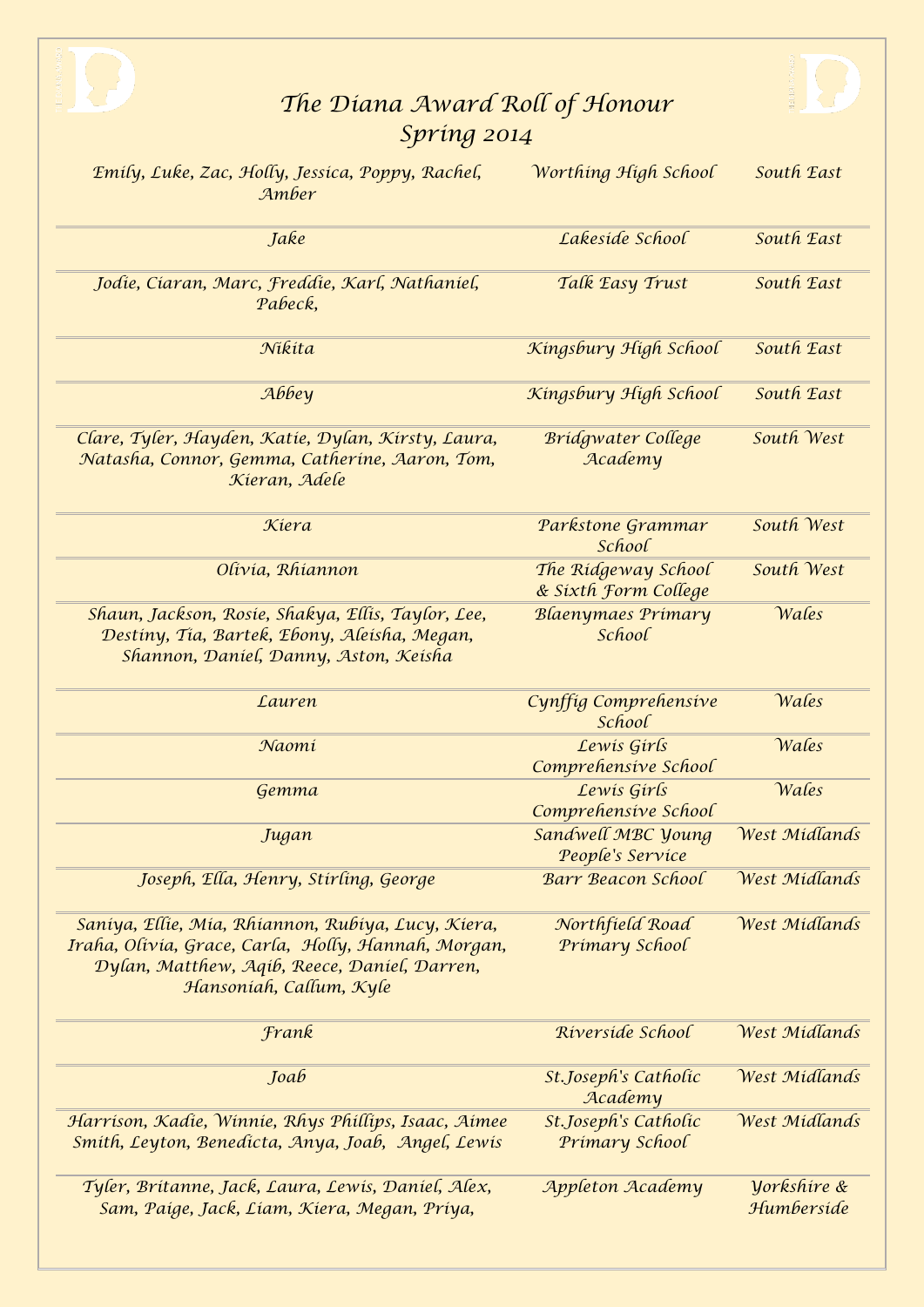# The Diana Award Roll of Honour
## Spring 2014

| Names | School | Region |
|---|---|---|
| Emily, Luke, Zac, Holly, Jessica, Poppy, Rachel, Amber | Worthing High School | South East |
| Jake | Lakeside School | South East |
| Jodie, Ciaran, Marc, Freddie, Karl, Nathaniel, Pabeck, | Talk Easy Trust | South East |
| Nikita | Kingsbury High School | South East |
| Abbey | Kingsbury High School | South East |
| Clare, Tyler, Hayden, Katie, Dylan, Kirsty, Laura, Natasha, Connor, Gemma, Catherine, Aaron, Tom, Kieran, Adele | Bridgwater College Academy | South West |
| Kiera | Parkstone Grammar School | South West |
| Olivia, Rhiannon | The Ridgeway School & Sixth Form College | South West |
| Shaun, Jackson, Rosie, Shakya, Ellis, Taylor, Lee, Destiny, Tia, Bartek, Ebony, Aleisha, Megan, Shannon, Daniel, Danny, Aston, Keisha | Blaenymaes Primary School | Wales |
| Lauren | Cynffig Comprehensive School | Wales |
| Naomi | Lewis Girls Comprehensive School | Wales |
| Gemma | Lewis Girls Comprehensive School | Wales |
| Jugan | Sandwell MBC Young People's Service | West Midlands |
| Joseph, Ella, Henry, Stirling, George | Barr Beacon School | West Midlands |
| Saniya, Ellie, Mia, Rhiannon, Rubiya, Lucy, Kiera, Iraha, Olivia, Grace, Carla, Holly, Hannah, Morgan, Dylan, Matthew, Aqib, Reece, Daniel, Darren, Hansoniah, Callum, Kyle | Northfield Road Primary School | West Midlands |
| Frank | Riverside School | West Midlands |
| Joab | St.Joseph's Catholic Academy | West Midlands |
| Harrison, Kadie, Winnie, Rhys Phillips, Isaac, Aimee Smith, Leyton, Benedicta, Anya, Joab, Angel, Lewis | St.Joseph's Catholic Primary School | West Midlands |
| Tyler, Britanne, Jack, Laura, Lewis, Daniel, Alex, Sam, Paige, Jack, Liam, Kiera, Megan, Priya, | Appleton Academy | Yorkshire & Humberside |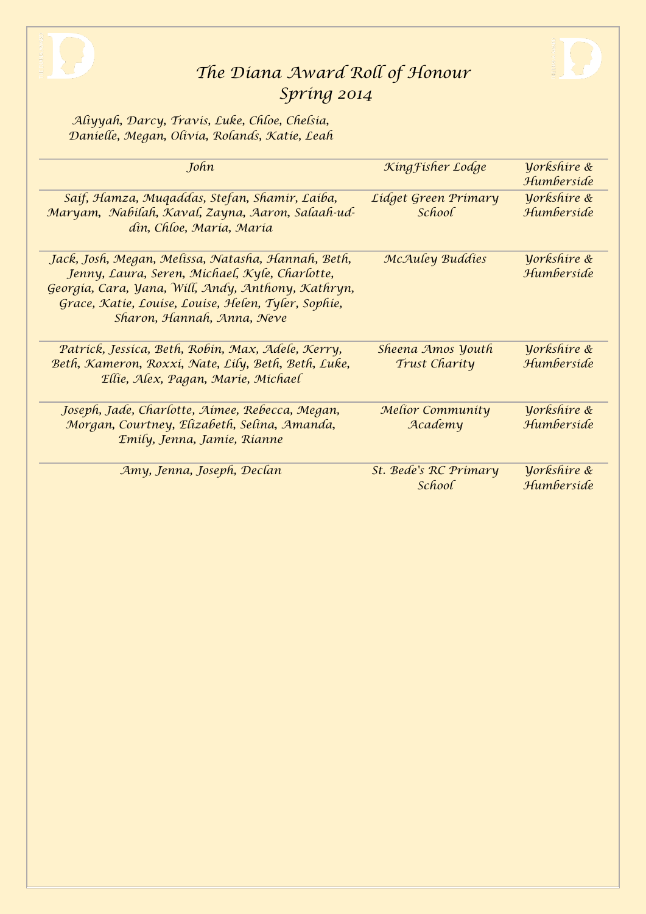# The Diana Award Roll of Honour
## Spring 2014

| | | |
|---|---|---|
| Aliyyah, Darcy, Travis, Luke, Chloe, Chelsia, Danielle, Megan, Olivia, Rolands, Katie, Leah | | |
| John | KingFisher Lodge | Yorkshire & Humberside |
| Saif, Hamza, Muqaddas, Stefan, Shamir, Laiba, Maryam, Nabilah, Kaval, Zayna, Aaron, Salaah-ud-din, Chloe, Maria, Maria | Lidget Green Primary School | Yorkshire & Humberside |
| Jack, Josh, Megan, Melissa, Natasha, Hannah, Beth, Jenny, Laura, Seren, Michael, Kyle, Charlotte, Georgia, Cara, Yana, Will, Andy, Anthony, Kathryn, Grace, Katie, Louise, Louise, Helen, Tyler, Sophie, Sharon, Hannah, Anna, Neve | McAuley Buddies | Yorkshire & Humberside |
| Patrick, Jessica, Beth, Robin, Max, Adele, Kerry, Beth, Kameron, Roxxi, Nate, Lily, Beth, Beth, Luke, Ellie, Alex, Pagan, Marie, Michael | Sheena Amos Youth Trust Charity | Yorkshire & Humberside |
| Joseph, Jade, Charlotte, Aimee, Rebecca, Megan, Morgan, Courtney, Elizabeth, Selina, Amanda, Emily, Jenna, Jamie, Rianne | Melior Community Academy | Yorkshire & Humberside |
| Amy, Jenna, Joseph, Declan | St. Bede's RC Primary School | Yorkshire & Humberside |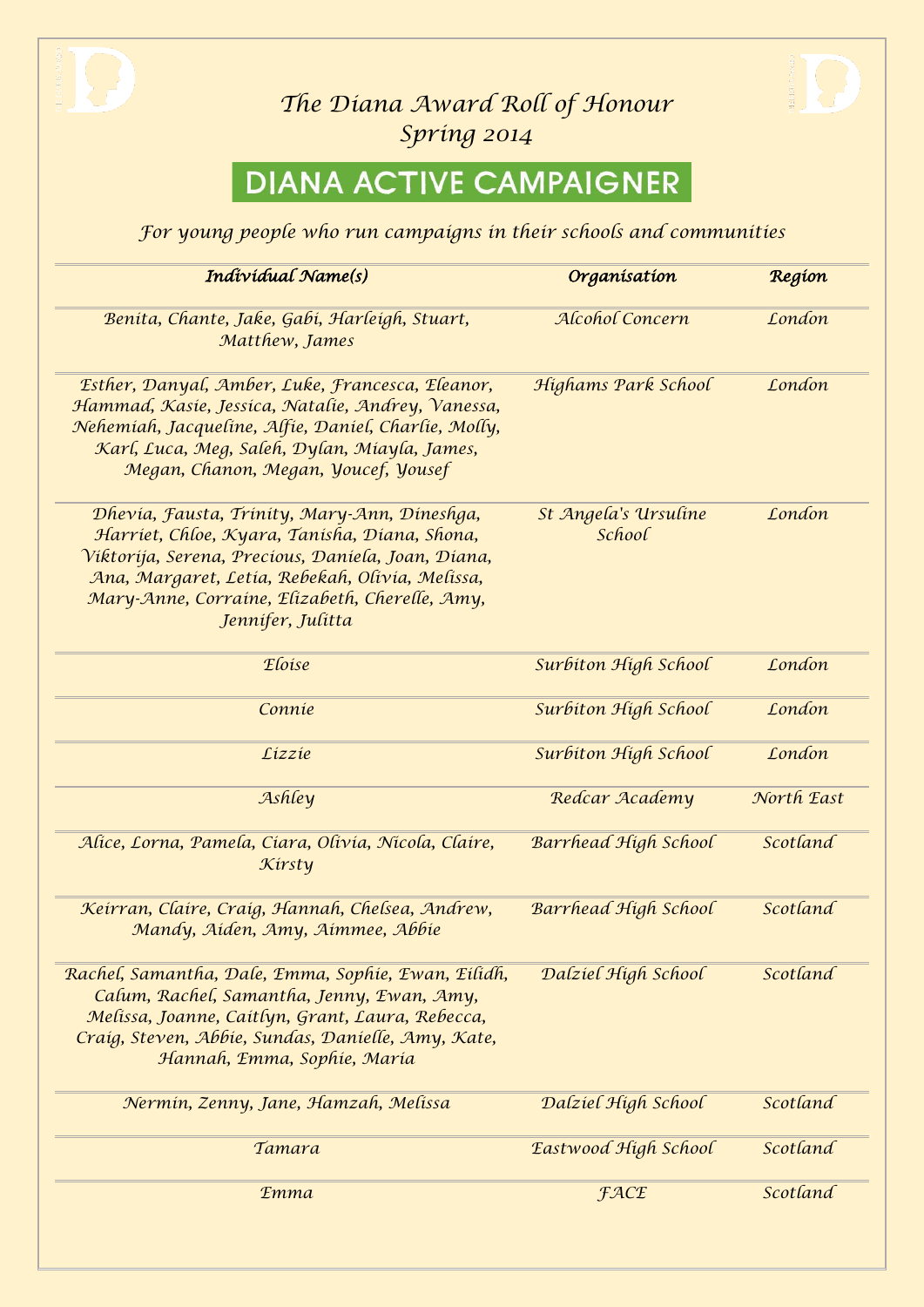# The Diana Award Roll of Honour
## Spring 2014

## DIANA ACTIVE CAMPAIGNER

*For young people who run campaigns in their schools and communities*

| Individual Name(s) | Organisation | Region |
|---|---|---|
| Benita, Chante, Jake, Gabi, Harleigh, Stuart, Matthew, James | Alcohol Concern | London |
| Esther, Danyal, Amber, Luke, Francesca, Eleanor, Hammad, Kasie, Jessica, Natalie, Andrey, Vanessa, Nehemiah, Jacqueline, Alfie, Daniel, Charlie, Molly, Karl, Luca, Meg, Saleh, Dylan, Miayla, James, Megan, Chanon, Megan, Youcef, Yousef | Highams Park School | London |
| Dhevia, Fausta, Trinity, Mary-Ann, Dineshga, Harriet, Chloe, Kyara, Tanisha, Diana, Shona, Viktorija, Serena, Precious, Daniela, Joan, Diana, Ana, Margaret, Letia, Rebekah, Olivia, Melissa, Mary-Anne, Corraine, Elizabeth, Cherelle, Amy, Jennifer, Julitta | St Angela's Ursuline School | London |
| Eloise | Surbiton High School | London |
| Connie | Surbiton High School | London |
| Lizzie | Surbiton High School | London |
| Ashley | Redcar Academy | North East |
| Alice, Lorna, Pamela, Ciara, Olivia, Nicola, Claire, Kirsty | Barrhead High School | Scotland |
| Keirran, Claire, Craig, Hannah, Chelsea, Andrew, Mandy, Aiden, Amy, Aimmee, Abbie | Barrhead High School | Scotland |
| Rachel, Samantha, Dale, Emma, Sophie, Ewan, Eilidh, Calum, Rachel, Samantha, Jenny, Ewan, Amy, Melissa, Joanne, Caitlyn, Grant, Laura, Rebecca, Craig, Steven, Abbie, Sundas, Danielle, Amy, Kate, Hannah, Emma, Sophie, Maria | Dalziel High School | Scotland |
| Nermin, Zenny, Jane, Hamzah, Melissa | Dalziel High School | Scotland |
| Tamara | Eastwood High School | Scotland |
| Emma | FACE | Scotland |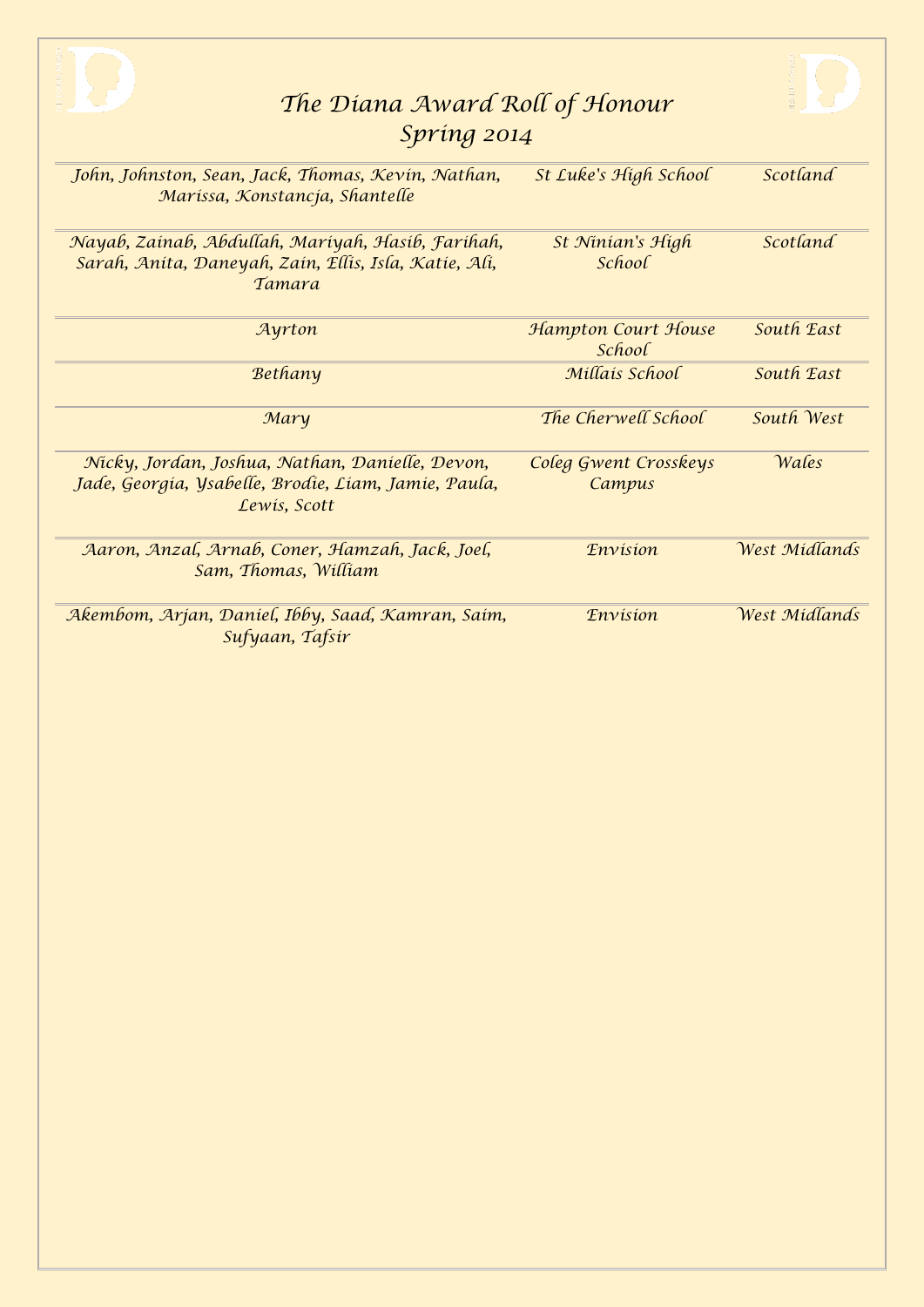# The Diana Award Roll of Honour
## Spring 2014

| Names | School | Region |
|---|---|---|
| John, Johnston, Sean, Jack, Thomas, Kevin, Nathan, Marissa, Konstancja, Shantelle | St Luke's High School | Scotland |
| Nayab, Zainab, Abdullah, Mariyah, Hasib, Farihah, Sarah, Anita, Daneyah, Zain, Ellis, Isla, Katie, Ali, Tamara | St Ninian's High School | Scotland |
| Ayrton | Hampton Court House School | South East |
| Bethany | Millais School | South East |
| Mary | The Cherwell School | South West |
| Nicky, Jordan, Joshua, Nathan, Danielle, Devon, Jade, Georgia, Ysabelle, Brodie, Liam, Jamie, Paula, Lewis, Scott | Coleg Gwent Crosskeys Campus | Wales |
| Aaron, Anzal, Arnab, Coner, Hamzah, Jack, Joel, Sam, Thomas, William | Envision | West Midlands |
| Akembom, Arjan, Daniel, Ibby, Saad, Kamran, Saim, Sufyaan, Tafsir | Envision | West Midlands |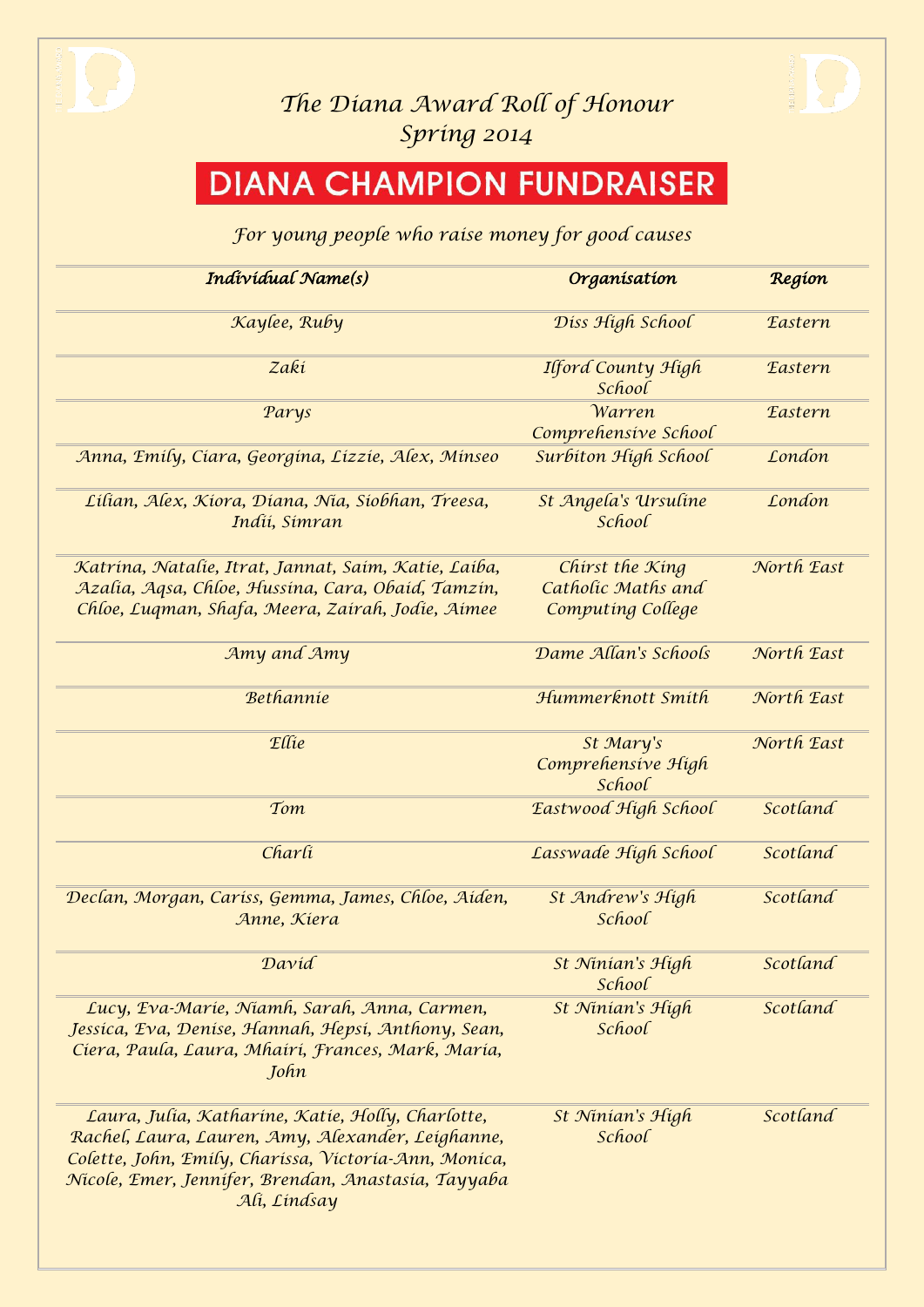# The Diana Award Roll of Honour
## Spring 2014

## DIANA CHAMPION FUNDRAISER

*For young people who raise money for good causes*

| Individual Name(s) | Organisation | Region |
|---|---|---|
| Kaylee, Ruby | Diss High School | Eastern |
| Zaki | Ilford County High School | Eastern |
| Parys | Warren Comprehensive School | Eastern |
| Anna, Emily, Ciara, Georgina, Lizzie, Alex, Minseo | Surbiton High School | London |
| Lilian, Alex, Kiora, Diana, Nia, Siobhan, Treesa, Indii, Simran | St Angela's Ursuline School | London |
| Katrina, Natalie, Itrat, Jannat, Saim, Katie, Laiba, Azalia, Aqsa, Chloe, Hussina, Cara, Obaid, Tamzin, Chloe, Luqman, Shafa, Meera, Zairah, Jodie, Aimee | Chirst the King Catholic Maths and Computing College | North East |
| Amy and Amy | Dame Allan's Schools | North East |
| Bethannie | Hummerknott Smith | North East |
| Ellie | St Mary's Comprehensive High School | North East |
| Tom | Eastwood High School | Scotland |
| Charli | Lasswade High School | Scotland |
| Declan, Morgan, Cariss, Gemma, James, Chloe, Aiden, Anne, Kiera | St Andrew's High School | Scotland |
| David | St Ninian's High School | Scotland |
| Lucy, Eva-Marie, Niamh, Sarah, Anna, Carmen, Jessica, Eva, Denise, Hannah, Hepsi, Anthony, Sean, Ciera, Paula, Laura, Mhairi, Frances, Mark, Maria, John | St Ninian's High School | Scotland |
| Laura, Julia, Katharine, Katie, Holly, Charlotte, Rachel, Laura, Lauren, Amy, Alexander, Leighanne, Colette, John, Emily, Charissa, Victoria-Ann, Monica, Nicole, Emer, Jennifer, Brendan, Anastasia, Tayyaba Ali, Lindsay | St Ninian's High School | Scotland |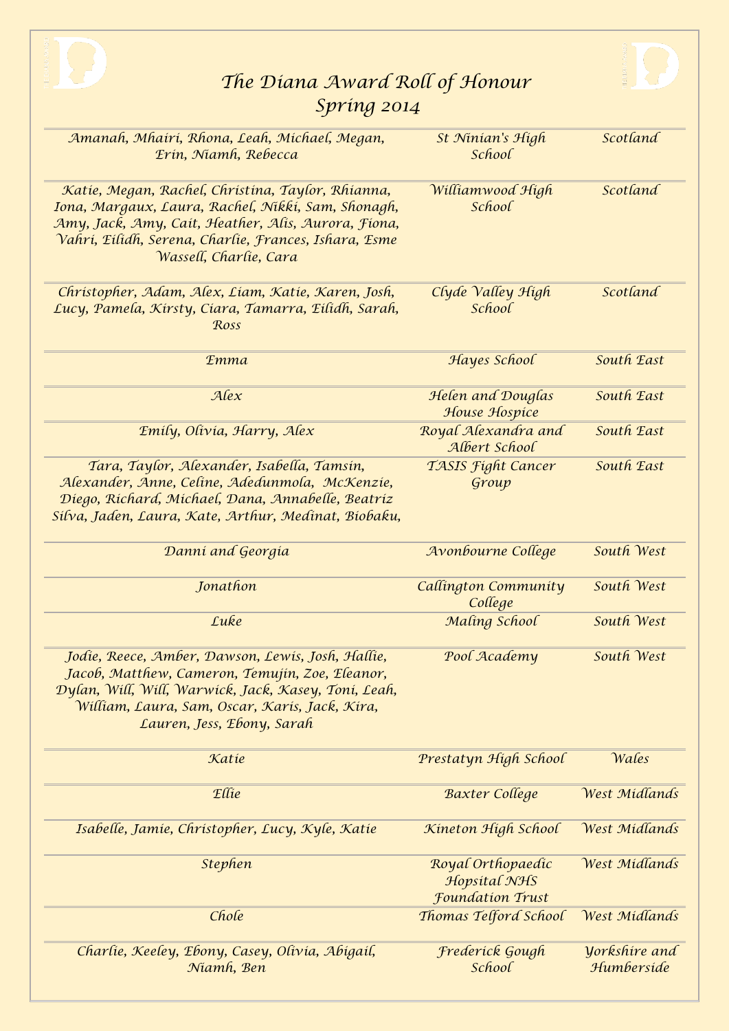# The Diana Award Roll of Honour
## Spring 2014

| | | |
|---|---|---|
| Amanah, Mhairi, Rhona, Leah, Michael, Megan, Erin, Niamh, Rebecca | St Ninian's High School | Scotland |
| Katie, Megan, Rachel, Christina, Taylor, Rhianna, Iona, Margaux, Laura, Rachel, Nikki, Sam, Shonagh, Amy, Jack, Amy, Cait, Heather, Alis, Aurora, Fiona, Vahri, Eilidh, Serena, Charlie, Frances, Ishara, Esme Wassell, Charlie, Cara | Williamwood High School | Scotland |
| Christopher, Adam, Alex, Liam, Katie, Karen, Josh, Lucy, Pamela, Kirsty, Ciara, Tamarra, Eilidh, Sarah, Ross | Clyde Valley High School | Scotland |
| Emma | Hayes School | South East |
| Alex | Helen and Douglas House Hospice | South East |
| Emily, Olivia, Harry, Alex | Royal Alexandra and Albert School | South East |
| Tara, Taylor, Alexander, Isabella, Tamsin, Alexander, Anne, Celine, Adedunmola, McKenzie, Diego, Richard, Michael, Dana, Annabelle, Beatriz Silva, Jaden, Laura, Kate, Arthur, Medinat, Biobaku, | TASIS Fight Cancer Group | South East |
| Danni and Georgia | Avonbourne College | South West |
| Jonathon | Callington Community College | South West |
| Luke | Maling School | South West |
| Jodie, Reece, Amber, Dawson, Lewis, Josh, Hallie, Jacob, Matthew, Cameron, Temujin, Zoe, Eleanor, Dylan, Will, Will, Warwick, Jack, Kasey, Toni, Leah, William, Laura, Sam, Oscar, Karis, Jack, Kira, Lauren, Jess, Ebony, Sarah | Pool Academy | South West |
| Katie | Prestatyn High School | Wales |
| Ellie | Baxter College | West Midlands |
| Isabelle, Jamie, Christopher, Lucy, Kyle, Katie | Kineton High School | West Midlands |
| Stephen | Royal Orthopaedic Hopsital NHS Foundation Trust | West Midlands |
| Chole | Thomas Telford School | West Midlands |
| Charlie, Keeley, Ebony, Casey, Olivia, Abigail, Niamh, Ben | Frederick Gough School | Yorkshire and Humberside |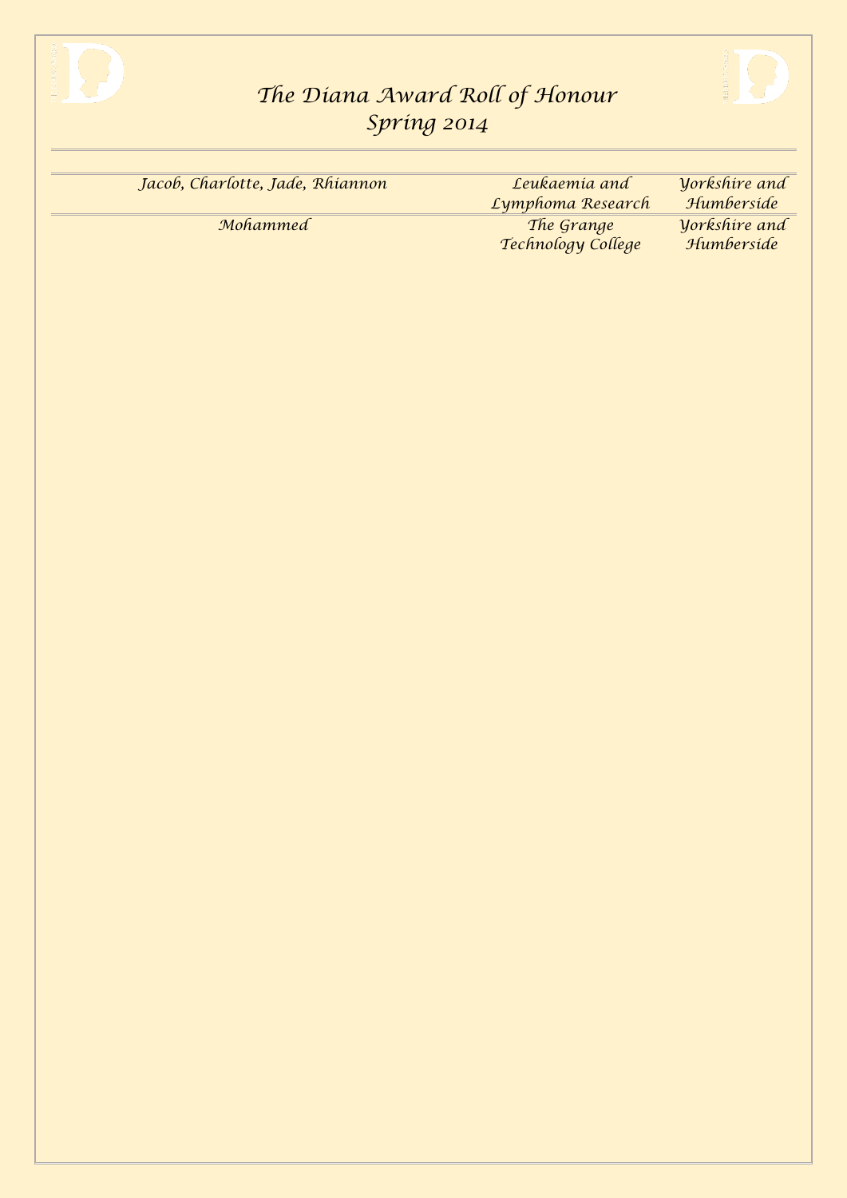# The Diana Award Roll of Honour
## Spring 2014

| | | |
|---|---|---|
| Jacob, Charlotte, Jade, Rhiannon | Leukaemia and Lymphoma Research | Yorkshire and Humberside |
| Mohammed | The Grange Technology College | Yorkshire and Humberside |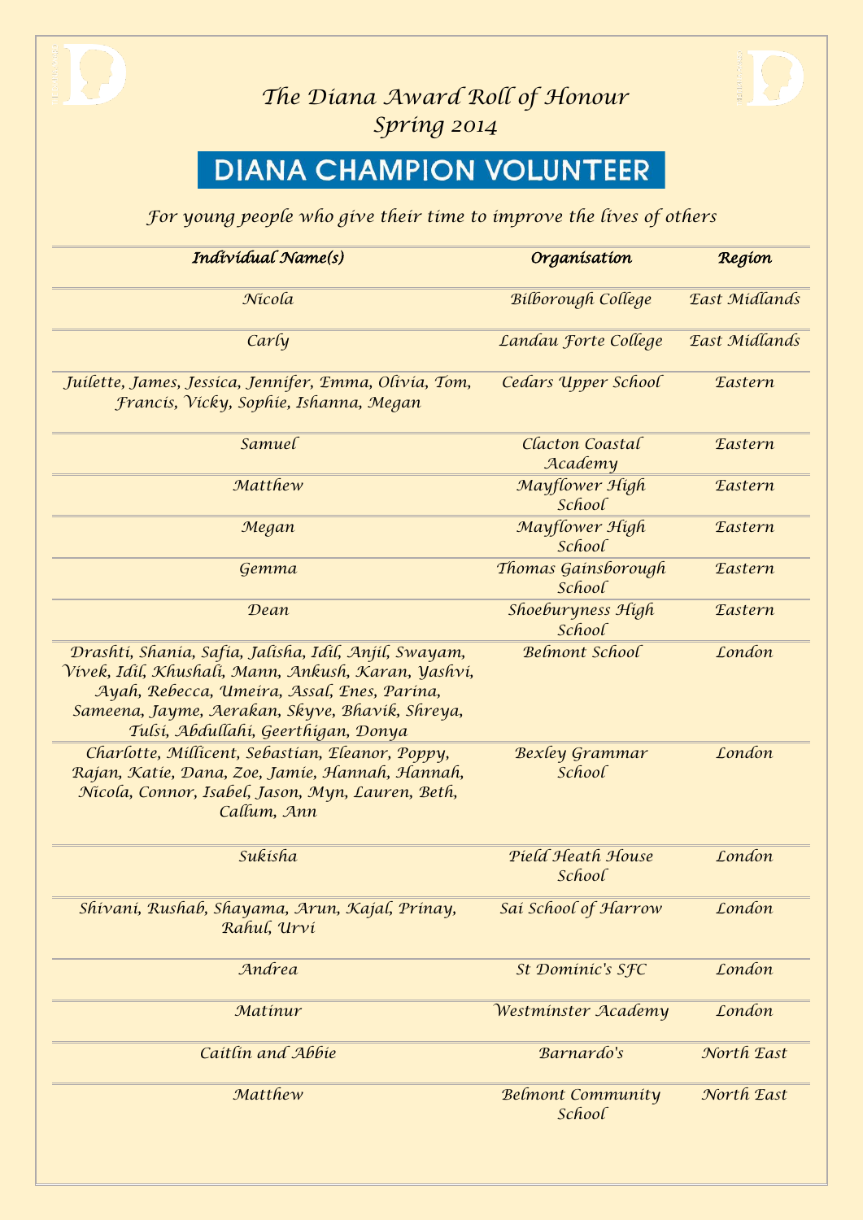# The Diana Award Roll of Honour
## Spring 2014

## DIANA CHAMPION VOLUNTEER

*For young people who give their time to improve the lives of others*

| Individual Name(s) | Organisation | Region |
|---|---|---|
| Nicola | Bilborough College | East Midlands |
| Carly | Landau Forte College | East Midlands |
| Juilette, James, Jessica, Jennifer, Emma, Olivia, Tom, Francis, Vicky, Sophie, Ishanna, Megan | Cedars Upper School | Eastern |
| Samuel | Clacton Coastal Academy | Eastern |
| Matthew | Mayflower High School | Eastern |
| Megan | Mayflower High School | Eastern |
| Gemma | Thomas Gainsborough School | Eastern |
| Dean | Shoeburyness High School | Eastern |
| Drashti, Shania, Safia, Jalisha, Idil, Anjil, Swayam, Vivek, Idil, Khushali, Mann, Ankush, Karan, Yashvi, Ayah, Rebecca, Umeira, Assal, Enes, Parina, Sameena, Jayme, Aerakan, Skyve, Bhavik, Shreya, Tulsi, Abdullahi, Geerthigan, Donya | Belmont School | London |
| Charlotte, Millicent, Sebastian, Eleanor, Poppy, Rajan, Katie, Dana, Zoe, Jamie, Hannah, Hannah, Nicola, Connor, Isabel, Jason, Myn, Lauren, Beth, Callum, Ann | Bexley Grammar School | London |
| Sukisha | Pield Heath House School | London |
| Shivani, Rushab, Shayama, Arun, Kajal, Prinay, Rahul, Urvi | Sai School of Harrow | London |
| Andrea | St Dominic's SFC | London |
| Matinur | Westminster Academy | London |
| Caitlin and Abbie | Barnardo's | North East |
| Matthew | Belmont Community School | North East |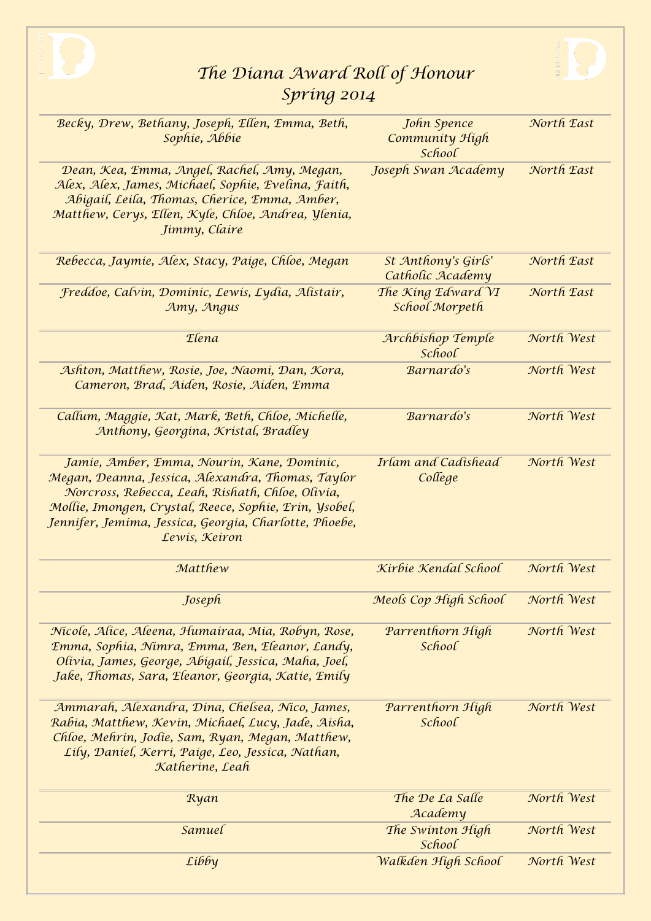# The Diana Award Roll of Honour
## Spring 2014

| Names | School/Organisation | Region |
|---|---|---|
| Becky, Drew, Bethany, Joseph, Ellen, Emma, Beth, Sophie, Abbie | John Spence Community High School | North East |
| Dean, Kea, Emma, Angel, Rachel, Amy, Megan, Alex, Alex, James, Michael, Sophie, Evelina, Faith, Abigail, Leila, Thomas, Cherice, Emma, Amber, Matthew, Cerys, Ellen, Kyle, Chloe, Andrea, Ylenia, Jimmy, Claire | Joseph Swan Academy | North East |
| Rebecca, Jaymie, Alex, Stacy, Paige, Chloe, Megan | St Anthony's Girls' Catholic Academy | North East |
| Freddoe, Calvin, Dominic, Lewis, Lydia, Alistair, Amy, Angus | The King Edward VI School Morpeth | North East |
| Elena | Archbishop Temple School | North West |
| Ashton, Matthew, Rosie, Joe, Naomi, Dan, Kora, Cameron, Brad, Aiden, Rosie, Aiden, Emma | Barnardo's | North West |
| Callum, Maggie, Kat, Mark, Beth, Chloe, Michelle, Anthony, Georgina, Kristal, Bradley | Barnardo's | North West |
| Jamie, Amber, Emma, Nourin, Kane, Dominic, Megan, Deanna, Jessica, Alexandra, Thomas, Taylor Norcross, Rebecca, Leah, Rishath, Chloe, Olivia, Mollie, Imongen, Crystal, Reece, Sophie, Erin, Ysobel, Jennifer, Jemima, Jessica, Georgia, Charlotte, Phoebe, Lewis, Keiron | Irlam and Cadishead College | North West |
| Matthew | Kirbie Kendal School | North West |
| Joseph | Meols Cop High School | North West |
| Nicole, Alice, Aleena, Humairaa, Mia, Robyn, Rose, Emma, Sophia, Nimra, Emma, Ben, Eleanor, Landy, Olivia, James, George, Abigail, Jessica, Maha, Joel, Jake, Thomas, Sara, Eleanor, Georgia, Katie, Emily | Parrenthorn High School | North West |
| Ammarah, Alexandra, Dina, Chelsea, Nico, James, Rabia, Matthew, Kevin, Michael, Lucy, Jade, Aisha, Chloe, Mehrin, Jodie, Sam, Ryan, Megan, Matthew, Lily, Daniel, Kerri, Paige, Leo, Jessica, Nathan, Katherine, Leah | Parrenthorn High School | North West |
| Ryan | The De La Salle Academy | North West |
| Samuel | The Swinton High School | North West |
| Libby | Walkden High School | North West |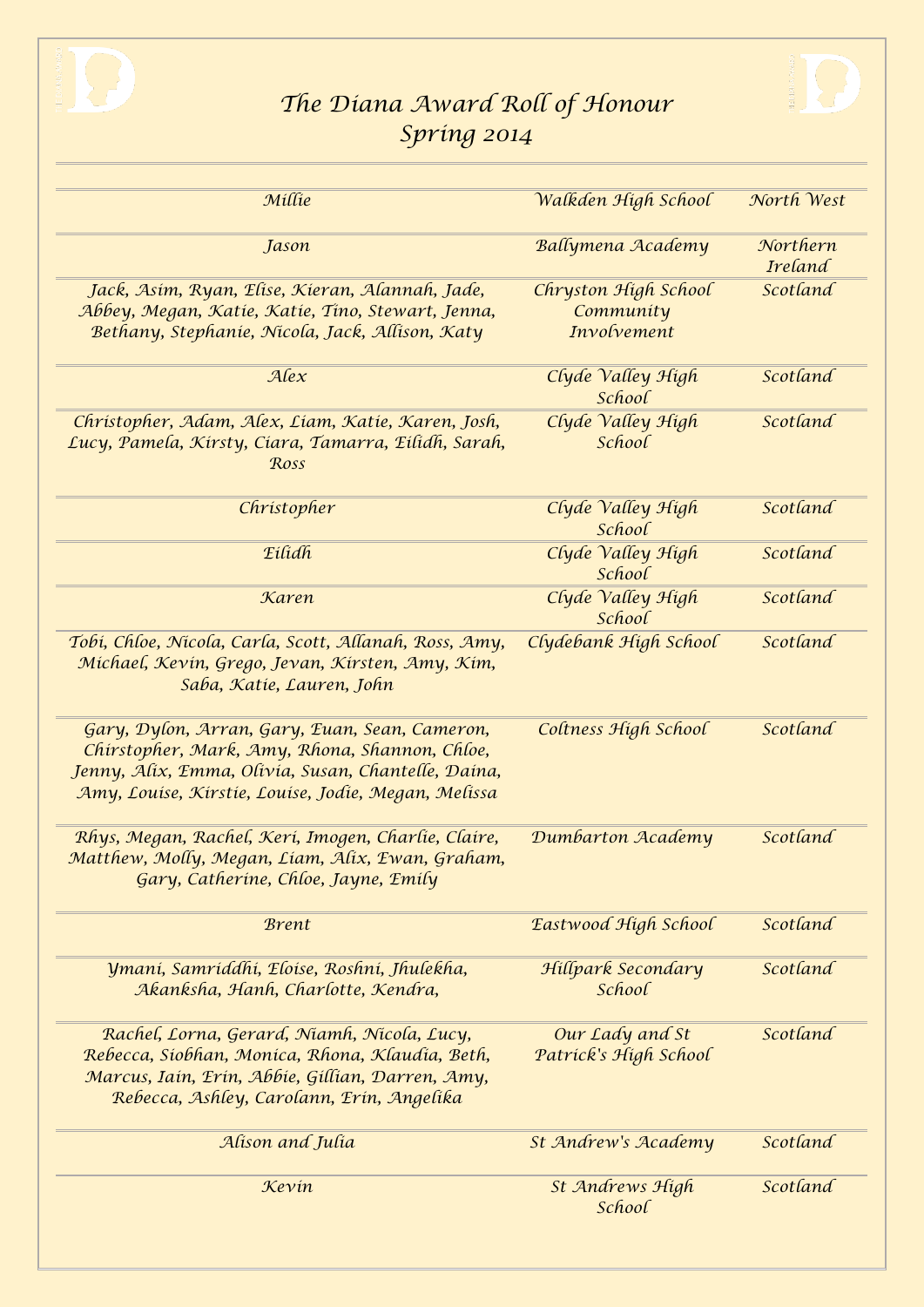# The Diana Award Roll of Honour
## Spring 2014

| Names | School | Region |
|---|---|---|
| Millie | Walkden High School | North West |
| Jason | Ballymena Academy | Northern Ireland |
| Jack, Asim, Ryan, Elise, Kieran, Alannah, Jade, Abbey, Megan, Katie, Katie, Tino, Stewart, Jenna, Bethany, Stephanie, Nicola, Jack, Allison, Katy | Chryston High School Community Involvement | Scotland |
| Alex | Clyde Valley High School | Scotland |
| Christopher, Adam, Alex, Liam, Katie, Karen, Josh, Lucy, Pamela, Kirsty, Ciara, Tamarra, Eilidh, Sarah, Ross | Clyde Valley High School | Scotland |
| Christopher | Clyde Valley High School | Scotland |
| Eilidh | Clyde Valley High School | Scotland |
| Karen | Clyde Valley High School | Scotland |
| Tobi, Chloe, Nicola, Carla, Scott, Allanah, Ross, Amy, Michael, Kevin, Grego, Jevan, Kirsten, Amy, Kim, Saba, Katie, Lauren, John | Clydebank High School | Scotland |
| Gary, Dylon, Arran, Gary, Euan, Sean, Cameron, Chirstopher, Mark, Amy, Rhona, Shannon, Chloe, Jenny, Alix, Emma, Olivia, Susan, Chantelle, Daina, Amy, Louise, Kirstie, Louise, Jodie, Megan, Melissa | Coltness High School | Scotland |
| Rhys, Megan, Rachel, Keri, Imogen, Charlie, Claire, Matthew, Molly, Megan, Liam, Alix, Ewan, Graham, Gary, Catherine, Chloe, Jayne, Emily | Dumbarton Academy | Scotland |
| Brent | Eastwood High School | Scotland |
| Ymani, Samriddhi, Eloise, Roshni, Jhulekha, Akanksha, Hanh, Charlotte, Kendra, | Hillpark Secondary School | Scotland |
| Rachel, Lorna, Gerard, Niamh, Nicola, Lucy, Rebecca, Siobhan, Monica, Rhona, Klaudia, Beth, Marcus, Iain, Erin, Abbie, Gillian, Darren, Amy, Rebecca, Ashley, Carolann, Erin, Angelika | Our Lady and St Patrick's High School | Scotland |
| Alison and Julia | St Andrew's Academy | Scotland |
| Kevin | St Andrews High School | Scotland |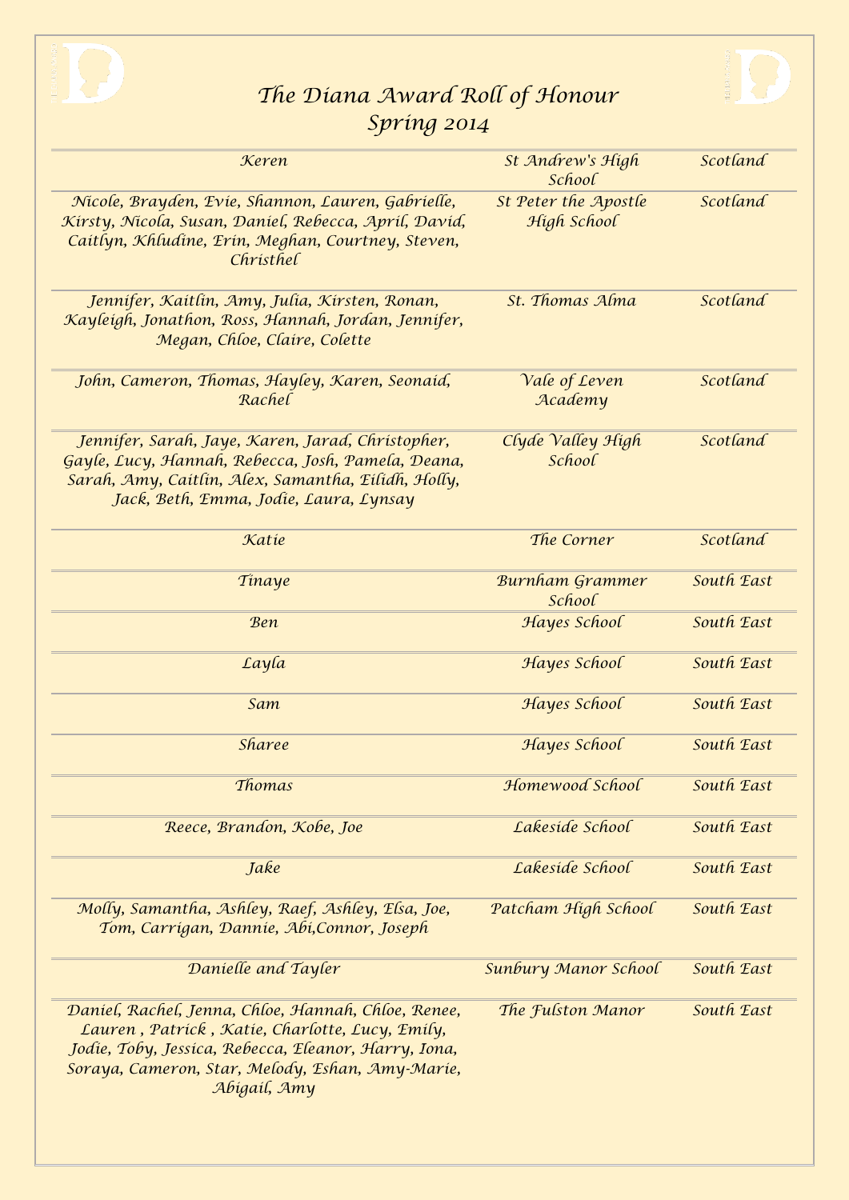# The Diana Award Roll of Honour
## Spring 2014

| Names | School | Region |
|---|---|---|
| Keren | St Andrew's High School | Scotland |
| Nicole, Brayden, Evie, Shannon, Lauren, Gabrielle, Kirsty, Nicola, Susan, Daniel, Rebecca, April, David, Caitlyn, Khludine, Erin, Meghan, Courtney, Steven, Christhel | St Peter the Apostle High School | Scotland |
| Jennifer, Kaitlin, Amy, Julia, Kirsten, Ronan, Kayleigh, Jonathon, Ross, Hannah, Jordan, Jennifer, Megan, Chloe, Claire, Colette | St. Thomas Alma | Scotland |
| John, Cameron, Thomas, Hayley, Karen, Seonaid, Rachel | Vale of Leven Academy | Scotland |
| Jennifer, Sarah, Jaye, Karen, Jarad, Christopher, Gayle, Lucy, Hannah, Rebecca, Josh, Pamela, Deana, Sarah, Amy, Caitlin, Alex, Samantha, Eilidh, Holly, Jack, Beth, Emma, Jodie, Laura, Lynsay | Clyde Valley High School | Scotland |
| Katie | The Corner | Scotland |
| Tinaye | Burnham Grammer School | South East |
| Ben | Hayes School | South East |
| Layla | Hayes School | South East |
| Sam | Hayes School | South East |
| Sharee | Hayes School | South East |
| Thomas | Homewood School | South East |
| Reece, Brandon, Kobe, Joe | Lakeside School | South East |
| Jake | Lakeside School | South East |
| Molly, Samantha, Ashley, Raef, Ashley, Elsa, Joe, Tom, Carrigan, Dannie, Abi,Connor, Joseph | Patcham High School | South East |
| Danielle and Tayler | Sunbury Manor School | South East |
| Daniel, Rachel, Jenna, Chloe, Hannah, Chloe, Renee, Lauren , Patrick , Katie, Charlotte, Lucy, Emily, Jodie, Toby, Jessica, Rebecca, Eleanor, Harry, Iona, Soraya, Cameron, Star, Melody, Eshan, Amy-Marie, Abigail, Amy | The Fulston Manor | South East |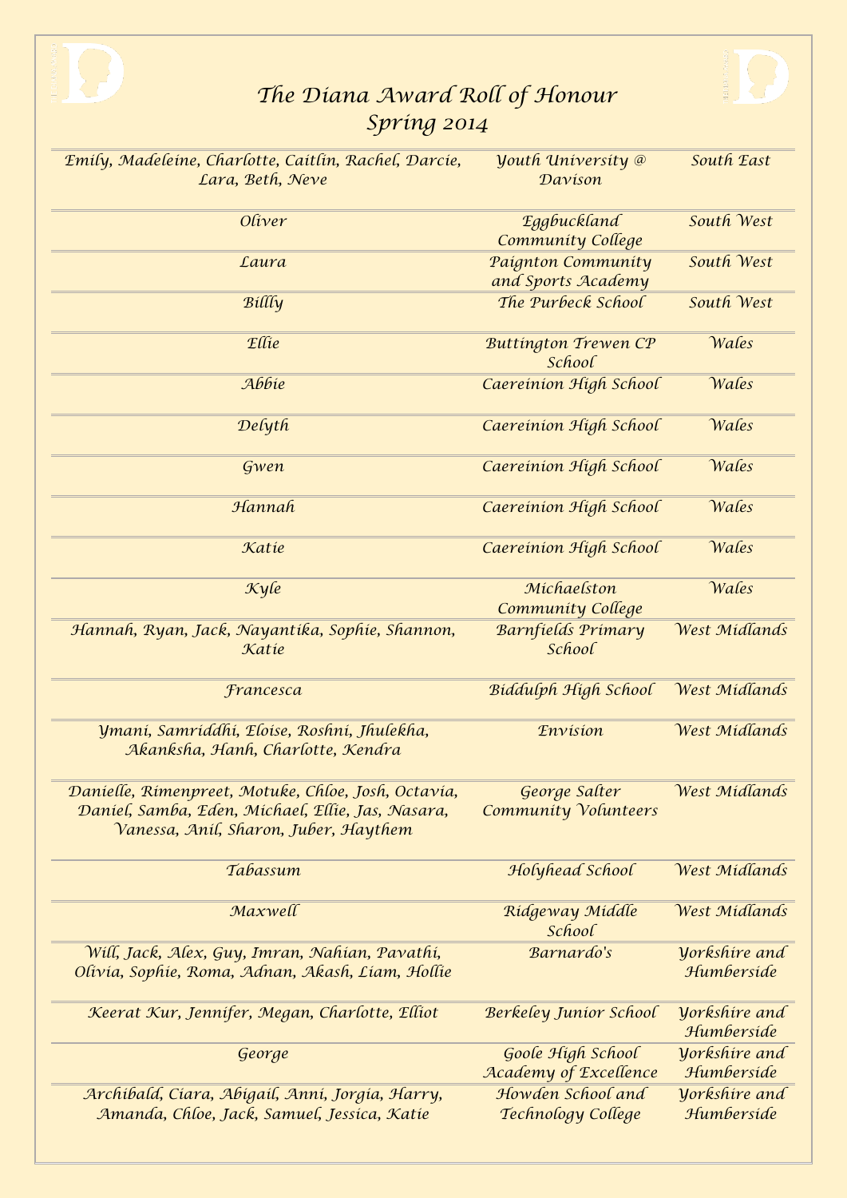# The Diana Award Roll of Honour Spring 2014

| | | |
|---|---|---|
| Emily, Madeleine, Charlotte, Caitlin, Rachel, Darcie, Lara, Beth, Neve | Youth University @ Davison | South East |
| Oliver | Eggbuckland Community College | South West |
| Laura | Paignton Community and Sports Academy | South West |
| Billly | The Purbeck School | South West |
| Ellie | Buttington Trewen CP School | Wales |
| Abbie | Caereinion High School | Wales |
| Delyth | Caereinion High School | Wales |
| Gwen | Caereinion High School | Wales |
| Hannah | Caereinion High School | Wales |
| Katie | Caereinion High School | Wales |
| Kyle | Michaelston Community College | Wales |
| Hannah, Ryan, Jack, Nayantika, Sophie, Shannon, Katie | Barnfields Primary School | West Midlands |
| Francesca | Biddulph High School | West Midlands |
| Ymani, Samriddhi, Eloise, Roshni, Jhulekha, Akanksha, Hanh, Charlotte, Kendra | Envision | West Midlands |
| Danielle, Rimenpreet, Motuke, Chloe, Josh, Octavia, Daniel, Samba, Eden, Michael, Ellie, Jas, Nasara, Vanessa, Anil, Sharon, Juber, Haythem | George Salter Community Volunteers | West Midlands |
| Tabassum | Holyhead School | West Midlands |
| Maxwell | Ridgeway Middle School | West Midlands |
| Will, Jack, Alex, Guy, Imran, Nahian, Pavathi, Olivia, Sophie, Roma, Adnan, Akash, Liam, Hollie | Barnardo's | Yorkshire and Humberside |
| Keerat Kur, Jennifer, Megan, Charlotte, Elliot | Berkeley Junior School | Yorkshire and Humberside |
| George | Goole High School Academy of Excellence | Yorkshire and Humberside |
| Archibald, Ciara, Abigail, Anni, Jorgia, Harry, Amanda, Chloe, Jack, Samuel, Jessica, Katie | Howden School and Technology College | Yorkshire and Humberside |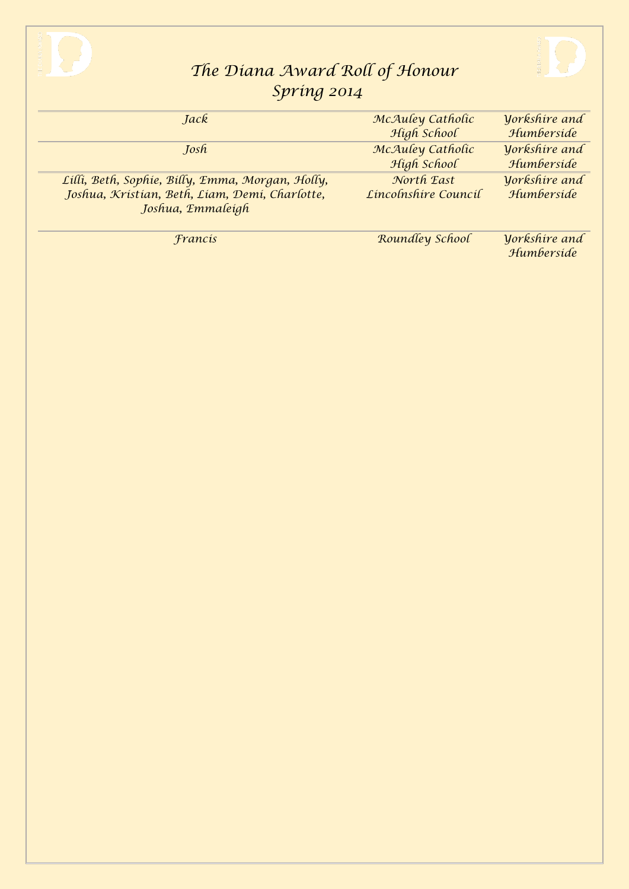# The Diana Award Roll of Honour
## Spring 2014

| | | |
|---|---|---|
| Jack | McAuley Catholic High School | Yorkshire and Humberside |
| Josh | McAuley Catholic High School | Yorkshire and Humberside |
| Lilli, Beth, Sophie, Billy, Emma, Morgan, Holly, Joshua, Kristian, Beth, Liam, Demi, Charlotte, Joshua, Emmaleigh | North East Lincolnshire Council | Yorkshire and Humberside |
| Francis | Roundley School | Yorkshire and Humberside |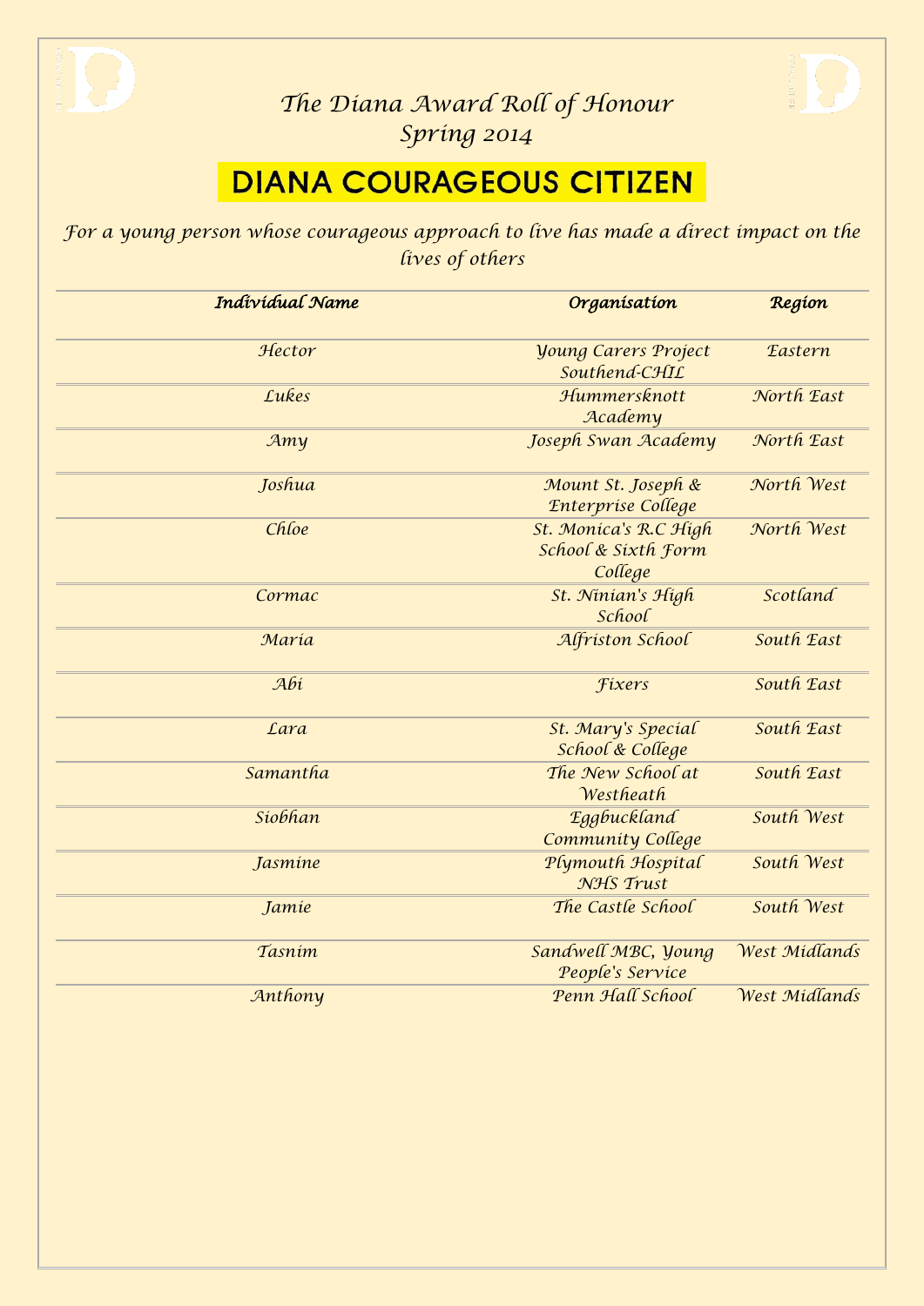# The Diana Award Roll of Honour
## Spring 2014

## DIANA COURAGEOUS CITIZEN

*For a young person whose courageous approach to live has made a direct impact on the lives of others*

| Individual Name | Organisation | Region |
|---|---|---|
| Hector | Young Carers Project Southend-CHIL | Eastern |
| Lukes | Hummersknott Academy | North East |
| Amy | Joseph Swan Academy | North East |
| Joshua | Mount St. Joseph & Enterprise College | North West |
| Chloe | St. Monica's R.C High School & Sixth Form College | North West |
| Cormac | St. Ninian's High School | Scotland |
| Maria | Alfriston School | South East |
| Abi | Fixers | South East |
| Lara | St. Mary's Special School & College | South East |
| Samantha | The New School at Westheath | South East |
| Siobhan | Eggbuckland Community College | South West |
| Jasmine | Plymouth Hospital NHS Trust | South West |
| Jamie | The Castle School | South West |
| Tasnim | Sandwell MBC, Young People's Service | West Midlands |
| Anthony | Penn Hall School | West Midlands |